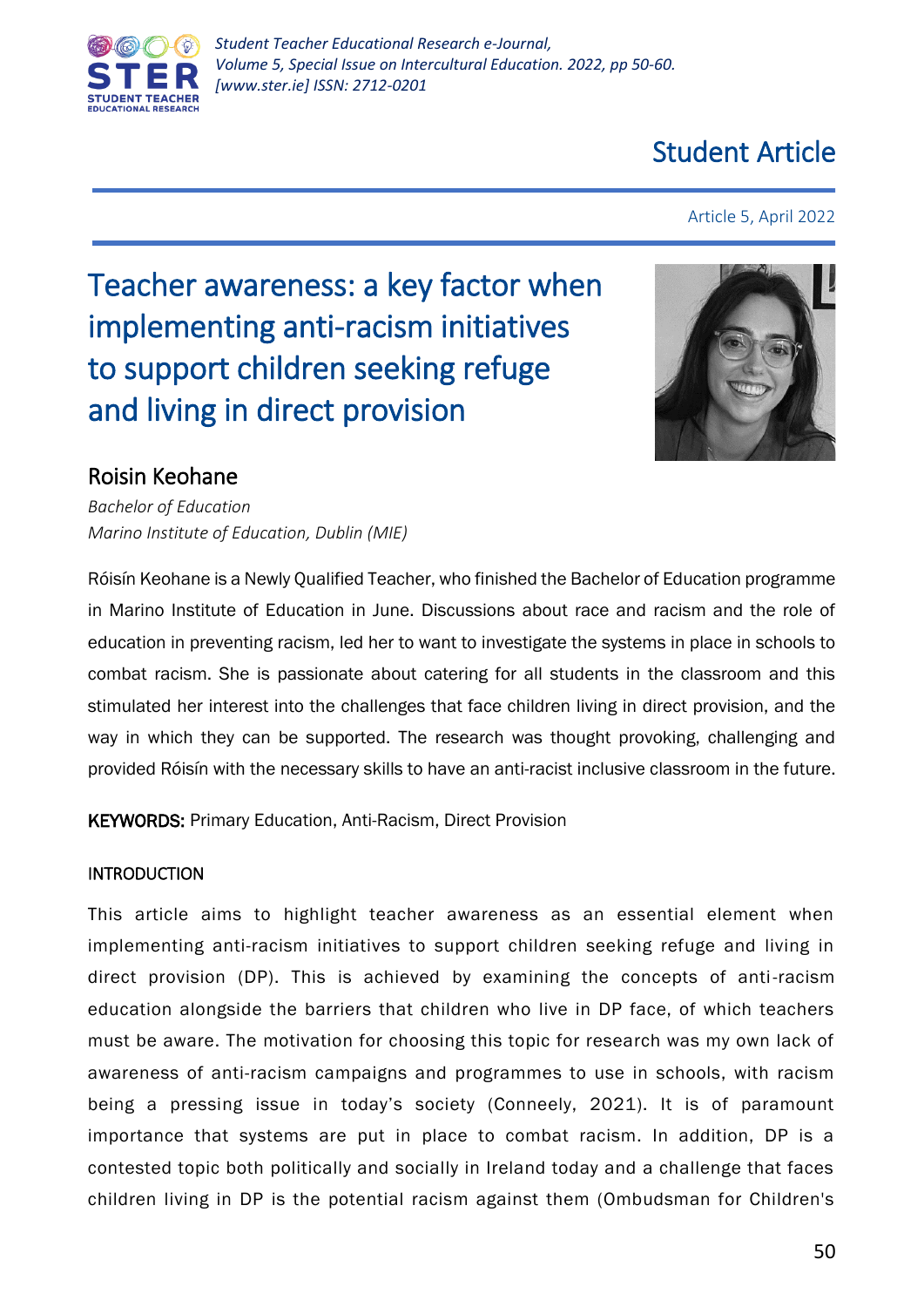Student Article

Article 5, April 2022

# Teacher awareness: a key factor when implementing anti-racism initiatives to support children seeking refuge and living in direct provision

## Roisin Keohane

*Bachelor of Education*
*Marino Institute of Education, Dublin (MIE)*

Róisín Keohane is a Newly Qualified Teacher, who finished the Bachelor of Education programme in Marino Institute of Education in June. Discussions about race and racism and the role of education in preventing racism, led her to want to investigate the systems in place in schools to combat racism. She is passionate about catering for all students in the classroom and this stimulated her interest into the challenges that face children living in direct provision, and the way in which they can be supported. The research was thought provoking, challenging and provided Róisín with the necessary skills to have an anti-racist inclusive classroom in the future.

**KEYWORDS:** Primary Education, Anti-Racism, Direct Provision

### INTRODUCTION

This article aims to highlight teacher awareness as an essential element when implementing anti-racism initiatives to support children seeking refuge and living in direct provision (DP). This is achieved by examining the concepts of anti-racism education alongside the barriers that children who live in DP face, of which teachers must be aware. The motivation for choosing this topic for research was my own lack of awareness of anti-racism campaigns and programmes to use in schools, with racism being a pressing issue in today's society (Conneely, 2021). It is of paramount importance that systems are put in place to combat racism. In addition, DP is a contested topic both politically and socially in Ireland today and a challenge that faces children living in DP is the potential racism against them (Ombudsman for Children's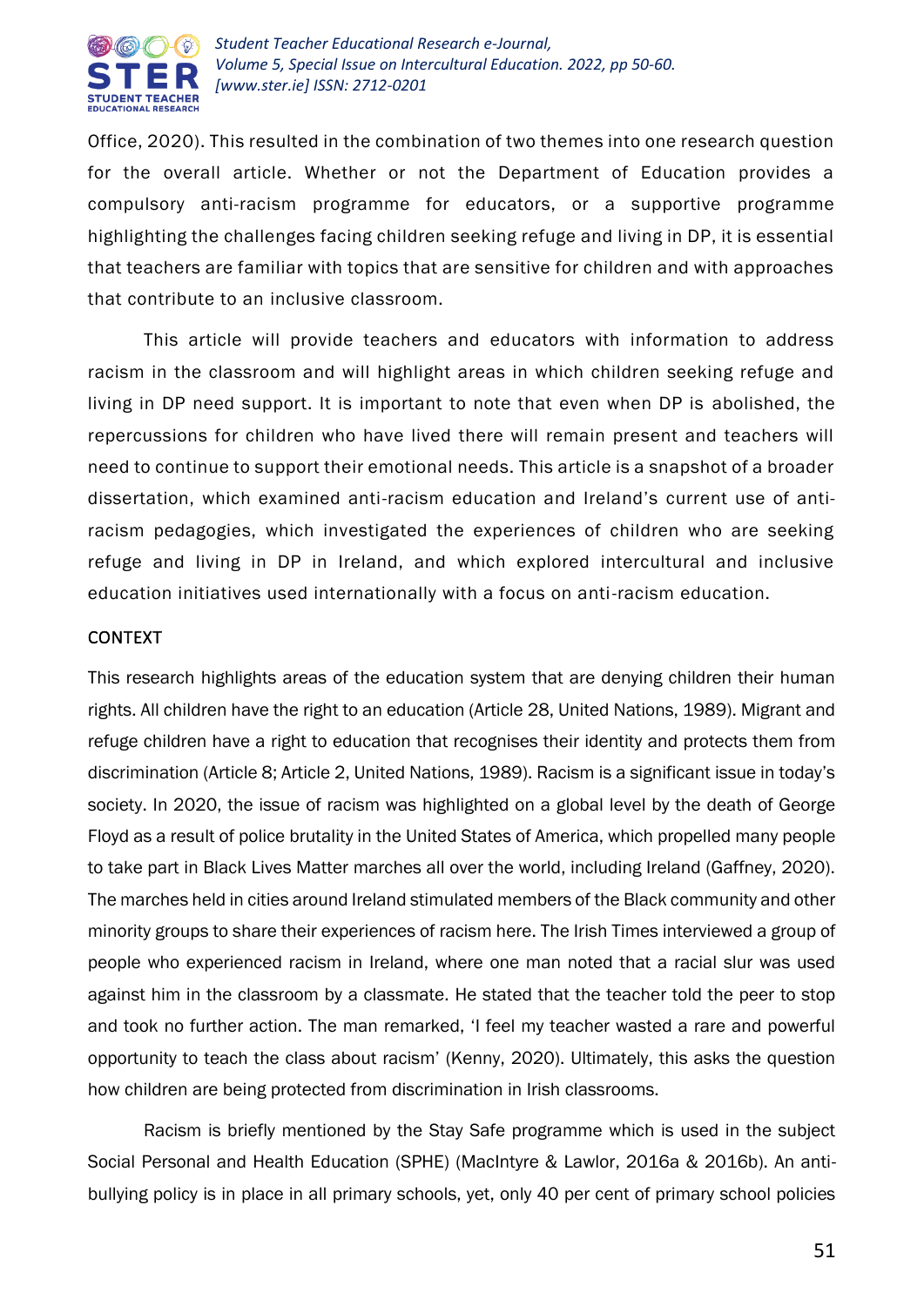Office, 2020). This resulted in the combination of two themes into one research question for the overall article. Whether or not the Department of Education provides a compulsory anti-racism programme for educators, or a supportive programme highlighting the challenges facing children seeking refuge and living in DP, it is essential that teachers are familiar with topics that are sensitive for children and with approaches that contribute to an inclusive classroom.

This article will provide teachers and educators with information to address racism in the classroom and will highlight areas in which children seeking refuge and living in DP need support. It is important to note that even when DP is abolished, the repercussions for children who have lived there will remain present and teachers will need to continue to support their emotional needs. This article is a snapshot of a broader dissertation, which examined anti-racism education and Ireland's current use of anti-racism pedagogies, which investigated the experiences of children who are seeking refuge and living in DP in Ireland, and which explored intercultural and inclusive education initiatives used internationally with a focus on anti-racism education.

## CONTEXT

This research highlights areas of the education system that are denying children their human rights. All children have the right to an education (Article 28, United Nations, 1989). Migrant and refuge children have a right to education that recognises their identity and protects them from discrimination (Article 8; Article 2, United Nations, 1989). Racism is a significant issue in today's society. In 2020, the issue of racism was highlighted on a global level by the death of George Floyd as a result of police brutality in the United States of America, which propelled many people to take part in Black Lives Matter marches all over the world, including Ireland (Gaffney, 2020). The marches held in cities around Ireland stimulated members of the Black community and other minority groups to share their experiences of racism here. The Irish Times interviewed a group of people who experienced racism in Ireland, where one man noted that a racial slur was used against him in the classroom by a classmate. He stated that the teacher told the peer to stop and took no further action. The man remarked, 'I feel my teacher wasted a rare and powerful opportunity to teach the class about racism' (Kenny, 2020). Ultimately, this asks the question how children are being protected from discrimination in Irish classrooms.

Racism is briefly mentioned by the Stay Safe programme which is used in the subject Social Personal and Health Education (SPHE) (MacIntyre & Lawlor, 2016a & 2016b). An anti-bullying policy is in place in all primary schools, yet, only 40 per cent of primary school policies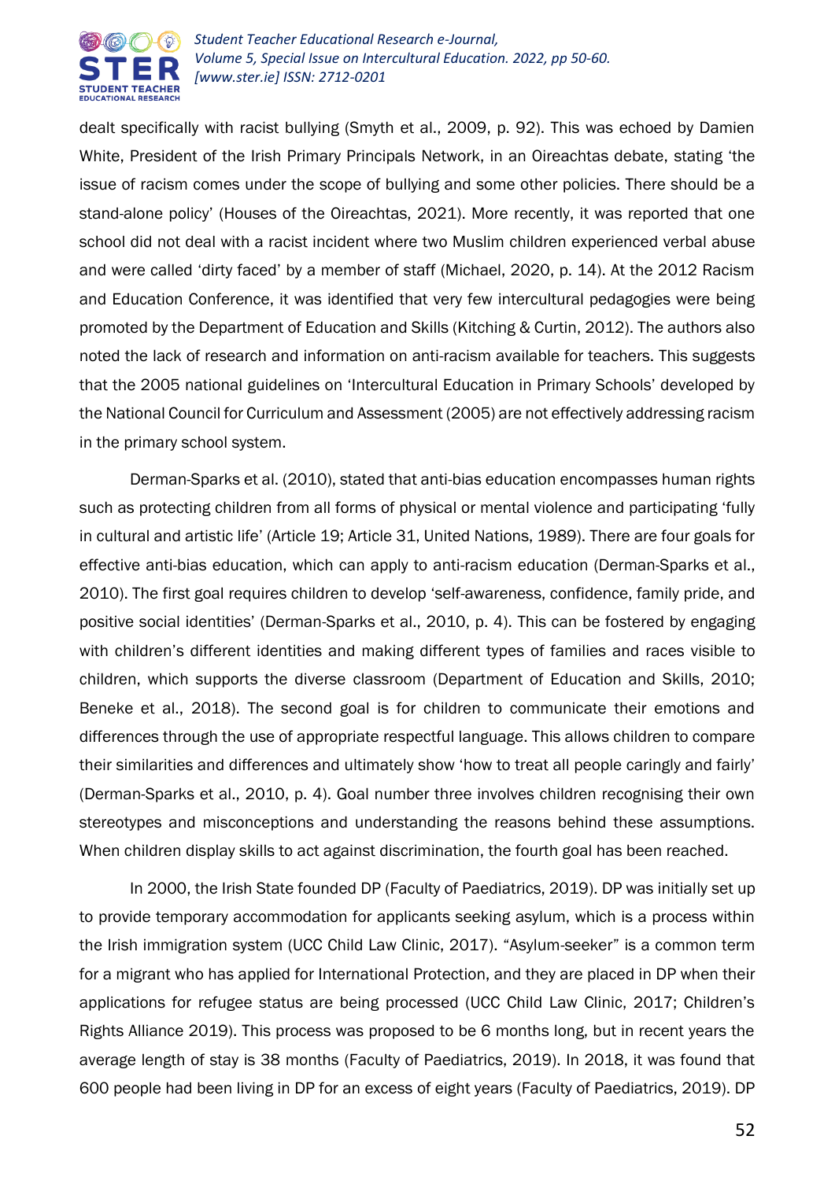dealt specifically with racist bullying (Smyth et al., 2009, p. 92). This was echoed by Damien White, President of the Irish Primary Principals Network, in an Oireachtas debate, stating 'the issue of racism comes under the scope of bullying and some other policies. There should be a stand-alone policy' (Houses of the Oireachtas, 2021). More recently, it was reported that one school did not deal with a racist incident where two Muslim children experienced verbal abuse and were called 'dirty faced' by a member of staff (Michael, 2020, p. 14). At the 2012 Racism and Education Conference, it was identified that very few intercultural pedagogies were being promoted by the Department of Education and Skills (Kitching & Curtin, 2012). The authors also noted the lack of research and information on anti-racism available for teachers. This suggests that the 2005 national guidelines on 'Intercultural Education in Primary Schools' developed by the National Council for Curriculum and Assessment (2005) are not effectively addressing racism in the primary school system.

Derman-Sparks et al. (2010), stated that anti-bias education encompasses human rights such as protecting children from all forms of physical or mental violence and participating 'fully in cultural and artistic life' (Article 19; Article 31, United Nations, 1989). There are four goals for effective anti-bias education, which can apply to anti-racism education (Derman-Sparks et al., 2010). The first goal requires children to develop 'self-awareness, confidence, family pride, and positive social identities' (Derman-Sparks et al., 2010, p. 4). This can be fostered by engaging with children's different identities and making different types of families and races visible to children, which supports the diverse classroom (Department of Education and Skills, 2010; Beneke et al., 2018). The second goal is for children to communicate their emotions and differences through the use of appropriate respectful language. This allows children to compare their similarities and differences and ultimately show 'how to treat all people caringly and fairly' (Derman-Sparks et al., 2010, p. 4). Goal number three involves children recognising their own stereotypes and misconceptions and understanding the reasons behind these assumptions. When children display skills to act against discrimination, the fourth goal has been reached.

In 2000, the Irish State founded DP (Faculty of Paediatrics, 2019). DP was initially set up to provide temporary accommodation for applicants seeking asylum, which is a process within the Irish immigration system (UCC Child Law Clinic, 2017). "Asylum-seeker" is a common term for a migrant who has applied for International Protection, and they are placed in DP when their applications for refugee status are being processed (UCC Child Law Clinic, 2017; Children's Rights Alliance 2019). This process was proposed to be 6 months long, but in recent years the average length of stay is 38 months (Faculty of Paediatrics, 2019). In 2018, it was found that 600 people had been living in DP for an excess of eight years (Faculty of Paediatrics, 2019). DP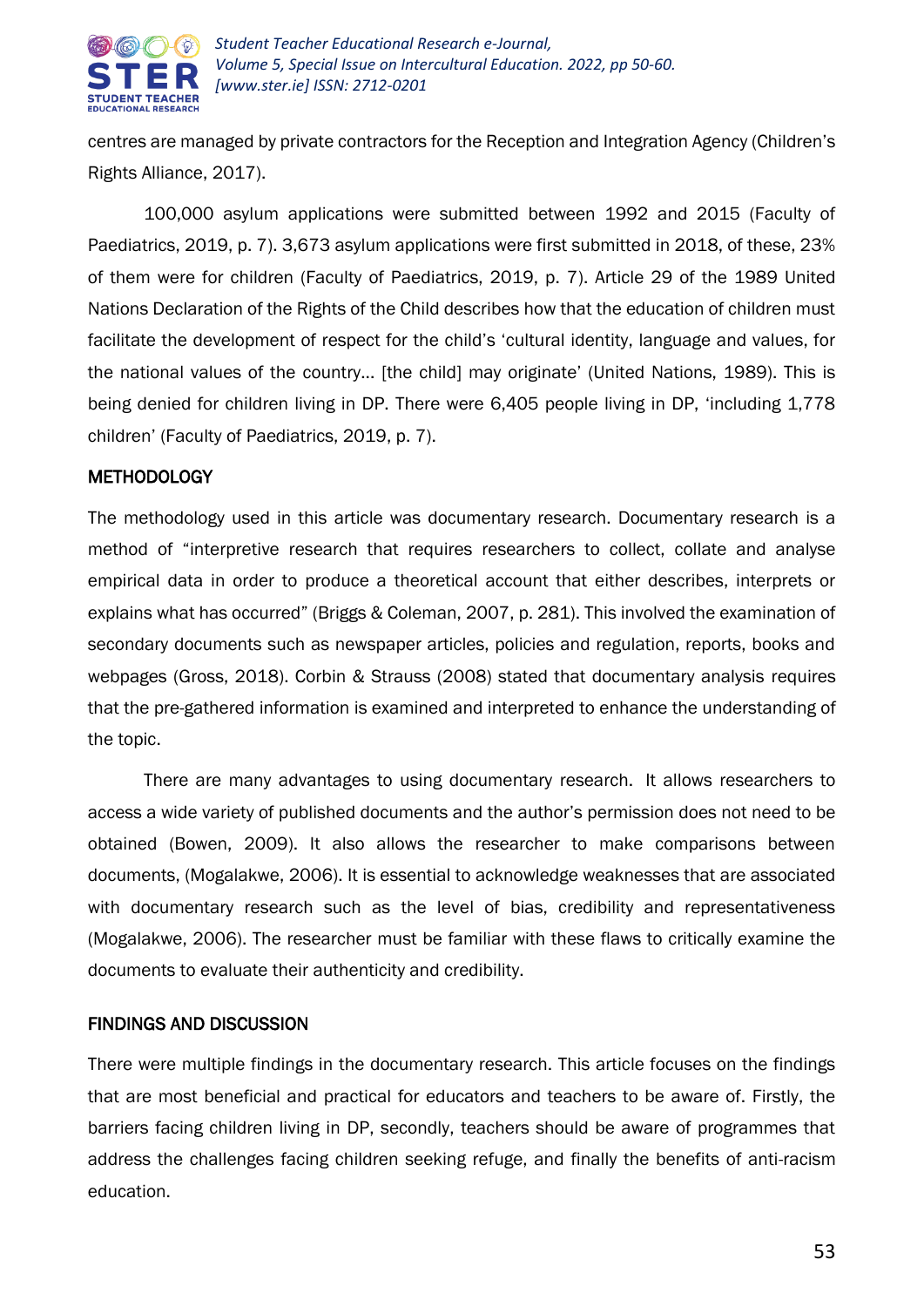centres are managed by private contractors for the Reception and Integration Agency (Children's Rights Alliance, 2017).

100,000 asylum applications were submitted between 1992 and 2015 (Faculty of Paediatrics, 2019, p. 7). 3,673 asylum applications were first submitted in 2018, of these, 23% of them were for children (Faculty of Paediatrics, 2019, p. 7). Article 29 of the 1989 United Nations Declaration of the Rights of the Child describes how that the education of children must facilitate the development of respect for the child's 'cultural identity, language and values, for the national values of the country… [the child] may originate' (United Nations, 1989). This is being denied for children living in DP. There were 6,405 people living in DP, 'including 1,778 children' (Faculty of Paediatrics, 2019, p. 7).

## METHODOLOGY

The methodology used in this article was documentary research. Documentary research is a method of "interpretive research that requires researchers to collect, collate and analyse empirical data in order to produce a theoretical account that either describes, interprets or explains what has occurred" (Briggs & Coleman, 2007, p. 281). This involved the examination of secondary documents such as newspaper articles, policies and regulation, reports, books and webpages (Gross, 2018). Corbin & Strauss (2008) stated that documentary analysis requires that the pre-gathered information is examined and interpreted to enhance the understanding of the topic.

There are many advantages to using documentary research. It allows researchers to access a wide variety of published documents and the author's permission does not need to be obtained (Bowen, 2009). It also allows the researcher to make comparisons between documents, (Mogalakwe, 2006). It is essential to acknowledge weaknesses that are associated with documentary research such as the level of bias, credibility and representativeness (Mogalakwe, 2006). The researcher must be familiar with these flaws to critically examine the documents to evaluate their authenticity and credibility.

## FINDINGS AND DISCUSSION

There were multiple findings in the documentary research. This article focuses on the findings that are most beneficial and practical for educators and teachers to be aware of. Firstly, the barriers facing children living in DP, secondly, teachers should be aware of programmes that address the challenges facing children seeking refuge, and finally the benefits of anti-racism education.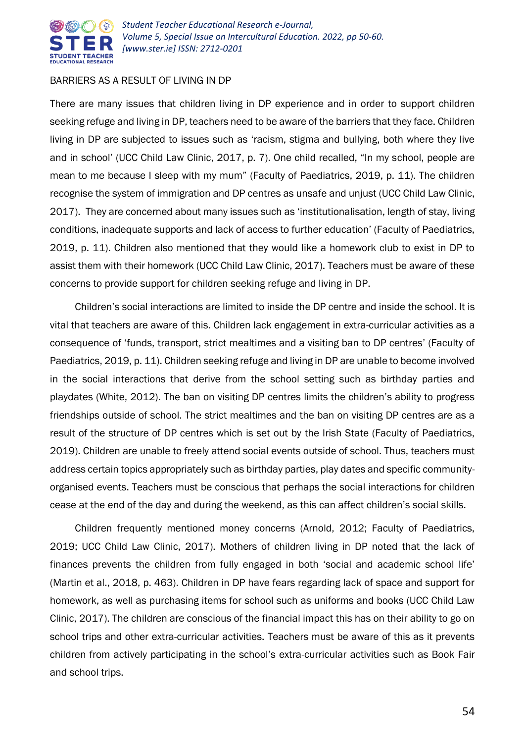## BARRIERS AS A RESULT OF LIVING IN DP

There are many issues that children living in DP experience and in order to support children seeking refuge and living in DP, teachers need to be aware of the barriers that they face. Children living in DP are subjected to issues such as 'racism, stigma and bullying, both where they live and in school' (UCC Child Law Clinic, 2017, p. 7). One child recalled, "In my school, people are mean to me because I sleep with my mum" (Faculty of Paediatrics, 2019, p. 11). The children recognise the system of immigration and DP centres as unsafe and unjust (UCC Child Law Clinic, 2017). They are concerned about many issues such as 'institutionalisation, length of stay, living conditions, inadequate supports and lack of access to further education' (Faculty of Paediatrics, 2019, p. 11). Children also mentioned that they would like a homework club to exist in DP to assist them with their homework (UCC Child Law Clinic, 2017). Teachers must be aware of these concerns to provide support for children seeking refuge and living in DP.

Children's social interactions are limited to inside the DP centre and inside the school. It is vital that teachers are aware of this. Children lack engagement in extra-curricular activities as a consequence of 'funds, transport, strict mealtimes and a visiting ban to DP centres' (Faculty of Paediatrics, 2019, p. 11). Children seeking refuge and living in DP are unable to become involved in the social interactions that derive from the school setting such as birthday parties and playdates (White, 2012). The ban on visiting DP centres limits the children's ability to progress friendships outside of school. The strict mealtimes and the ban on visiting DP centres are as a result of the structure of DP centres which is set out by the Irish State (Faculty of Paediatrics, 2019). Children are unable to freely attend social events outside of school. Thus, teachers must address certain topics appropriately such as birthday parties, play dates and specific community-organised events. Teachers must be conscious that perhaps the social interactions for children cease at the end of the day and during the weekend, as this can affect children's social skills.

Children frequently mentioned money concerns (Arnold, 2012; Faculty of Paediatrics, 2019; UCC Child Law Clinic, 2017). Mothers of children living in DP noted that the lack of finances prevents the children from fully engaged in both 'social and academic school life' (Martin et al., 2018, p. 463). Children in DP have fears regarding lack of space and support for homework, as well as purchasing items for school such as uniforms and books (UCC Child Law Clinic, 2017). The children are conscious of the financial impact this has on their ability to go on school trips and other extra-curricular activities. Teachers must be aware of this as it prevents children from actively participating in the school's extra-curricular activities such as Book Fair and school trips.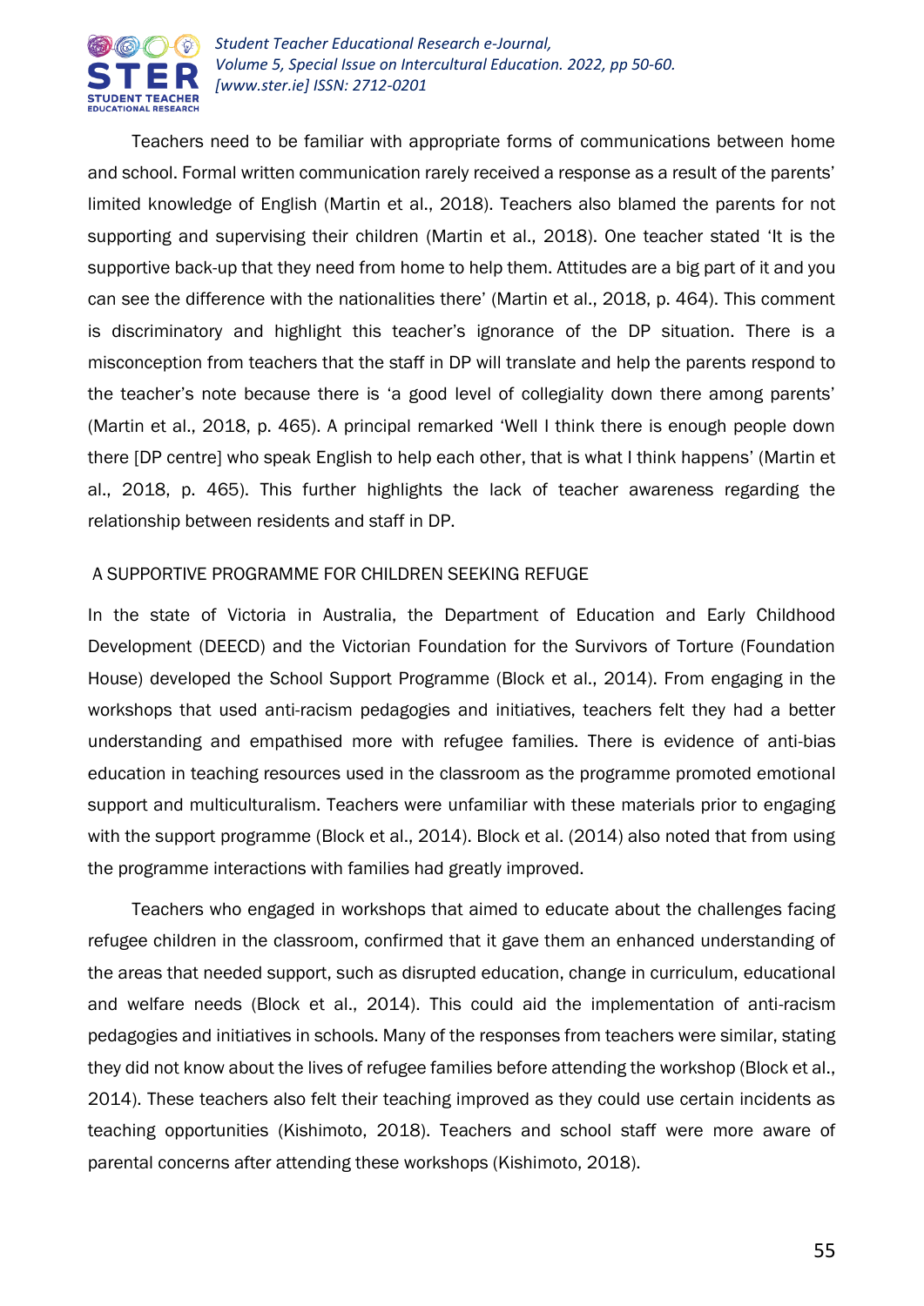Teachers need to be familiar with appropriate forms of communications between home and school. Formal written communication rarely received a response as a result of the parents' limited knowledge of English (Martin et al., 2018). Teachers also blamed the parents for not supporting and supervising their children (Martin et al., 2018). One teacher stated 'It is the supportive back-up that they need from home to help them. Attitudes are a big part of it and you can see the difference with the nationalities there' (Martin et al., 2018, p. 464). This comment is discriminatory and highlight this teacher's ignorance of the DP situation. There is a misconception from teachers that the staff in DP will translate and help the parents respond to the teacher's note because there is 'a good level of collegiality down there among parents' (Martin et al., 2018, p. 465). A principal remarked 'Well I think there is enough people down there [DP centre] who speak English to help each other, that is what I think happens' (Martin et al., 2018, p. 465). This further highlights the lack of teacher awareness regarding the relationship between residents and staff in DP.

## A SUPPORTIVE PROGRAMME FOR CHILDREN SEEKING REFUGE

In the state of Victoria in Australia, the Department of Education and Early Childhood Development (DEECD) and the Victorian Foundation for the Survivors of Torture (Foundation House) developed the School Support Programme (Block et al., 2014). From engaging in the workshops that used anti-racism pedagogies and initiatives, teachers felt they had a better understanding and empathised more with refugee families. There is evidence of anti-bias education in teaching resources used in the classroom as the programme promoted emotional support and multiculturalism. Teachers were unfamiliar with these materials prior to engaging with the support programme (Block et al., 2014). Block et al. (2014) also noted that from using the programme interactions with families had greatly improved.

Teachers who engaged in workshops that aimed to educate about the challenges facing refugee children in the classroom, confirmed that it gave them an enhanced understanding of the areas that needed support, such as disrupted education, change in curriculum, educational and welfare needs (Block et al., 2014). This could aid the implementation of anti-racism pedagogies and initiatives in schools. Many of the responses from teachers were similar, stating they did not know about the lives of refugee families before attending the workshop (Block et al., 2014). These teachers also felt their teaching improved as they could use certain incidents as teaching opportunities (Kishimoto, 2018). Teachers and school staff were more aware of parental concerns after attending these workshops (Kishimoto, 2018).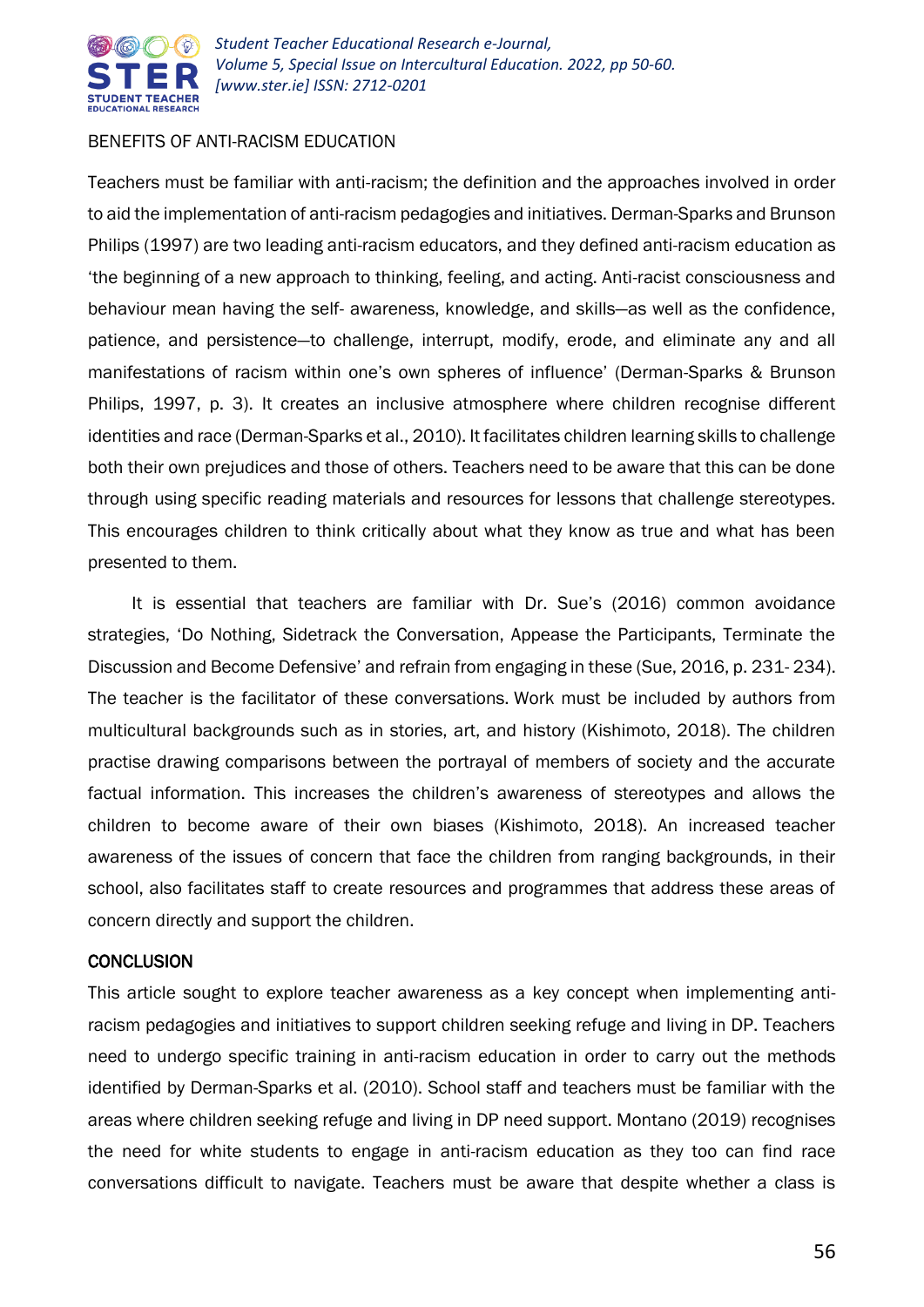BENEFITS OF ANTI-RACISM EDUCATION

Teachers must be familiar with anti-racism; the definition and the approaches involved in order to aid the implementation of anti-racism pedagogies and initiatives. Derman-Sparks and Brunson Philips (1997) are two leading anti-racism educators, and they defined anti-racism education as 'the beginning of a new approach to thinking, feeling, and acting. Anti-racist consciousness and behaviour mean having the self- awareness, knowledge, and skills—as well as the confidence, patience, and persistence—to challenge, interrupt, modify, erode, and eliminate any and all manifestations of racism within one's own spheres of influence' (Derman-Sparks & Brunson Philips, 1997, p. 3). It creates an inclusive atmosphere where children recognise different identities and race (Derman-Sparks et al., 2010). It facilitates children learning skills to challenge both their own prejudices and those of others. Teachers need to be aware that this can be done through using specific reading materials and resources for lessons that challenge stereotypes. This encourages children to think critically about what they know as true and what has been presented to them.

It is essential that teachers are familiar with Dr. Sue's (2016) common avoidance strategies, 'Do Nothing, Sidetrack the Conversation, Appease the Participants, Terminate the Discussion and Become Defensive' and refrain from engaging in these (Sue, 2016, p. 231- 234). The teacher is the facilitator of these conversations. Work must be included by authors from multicultural backgrounds such as in stories, art, and history (Kishimoto, 2018). The children practise drawing comparisons between the portrayal of members of society and the accurate factual information. This increases the children's awareness of stereotypes and allows the children to become aware of their own biases (Kishimoto, 2018). An increased teacher awareness of the issues of concern that face the children from ranging backgrounds, in their school, also facilitates staff to create resources and programmes that address these areas of concern directly and support the children.

## CONCLUSION

This article sought to explore teacher awareness as a key concept when implementing anti-racism pedagogies and initiatives to support children seeking refuge and living in DP. Teachers need to undergo specific training in anti-racism education in order to carry out the methods identified by Derman-Sparks et al. (2010). School staff and teachers must be familiar with the areas where children seeking refuge and living in DP need support. Montano (2019) recognises the need for white students to engage in anti-racism education as they too can find race conversations difficult to navigate. Teachers must be aware that despite whether a class is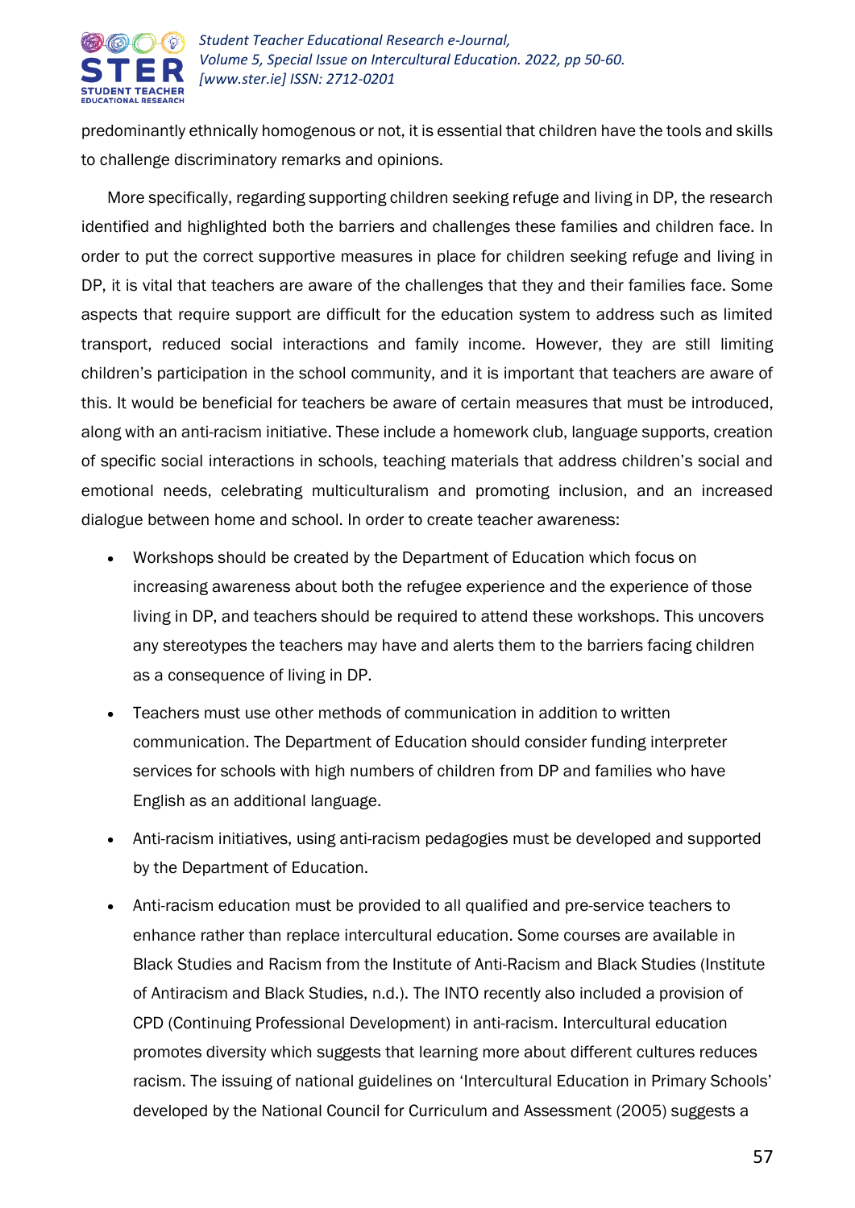predominantly ethnically homogenous or not, it is essential that children have the tools and skills to challenge discriminatory remarks and opinions.

More specifically, regarding supporting children seeking refuge and living in DP, the research identified and highlighted both the barriers and challenges these families and children face. In order to put the correct supportive measures in place for children seeking refuge and living in DP, it is vital that teachers are aware of the challenges that they and their families face. Some aspects that require support are difficult for the education system to address such as limited transport, reduced social interactions and family income. However, they are still limiting children's participation in the school community, and it is important that teachers are aware of this. It would be beneficial for teachers be aware of certain measures that must be introduced, along with an anti-racism initiative. These include a homework club, language supports, creation of specific social interactions in schools, teaching materials that address children's social and emotional needs, celebrating multiculturalism and promoting inclusion, and an increased dialogue between home and school. In order to create teacher awareness:

- Workshops should be created by the Department of Education which focus on increasing awareness about both the refugee experience and the experience of those living in DP, and teachers should be required to attend these workshops. This uncovers any stereotypes the teachers may have and alerts them to the barriers facing children as a consequence of living in DP.
- Teachers must use other methods of communication in addition to written communication. The Department of Education should consider funding interpreter services for schools with high numbers of children from DP and families who have English as an additional language.
- Anti-racism initiatives, using anti-racism pedagogies must be developed and supported by the Department of Education.
- Anti-racism education must be provided to all qualified and pre-service teachers to enhance rather than replace intercultural education. Some courses are available in Black Studies and Racism from the Institute of Anti-Racism and Black Studies (Institute of Antiracism and Black Studies, n.d.). The INTO recently also included a provision of CPD (Continuing Professional Development) in anti-racism. Intercultural education promotes diversity which suggests that learning more about different cultures reduces racism. The issuing of national guidelines on 'Intercultural Education in Primary Schools' developed by the National Council for Curriculum and Assessment (2005) suggests a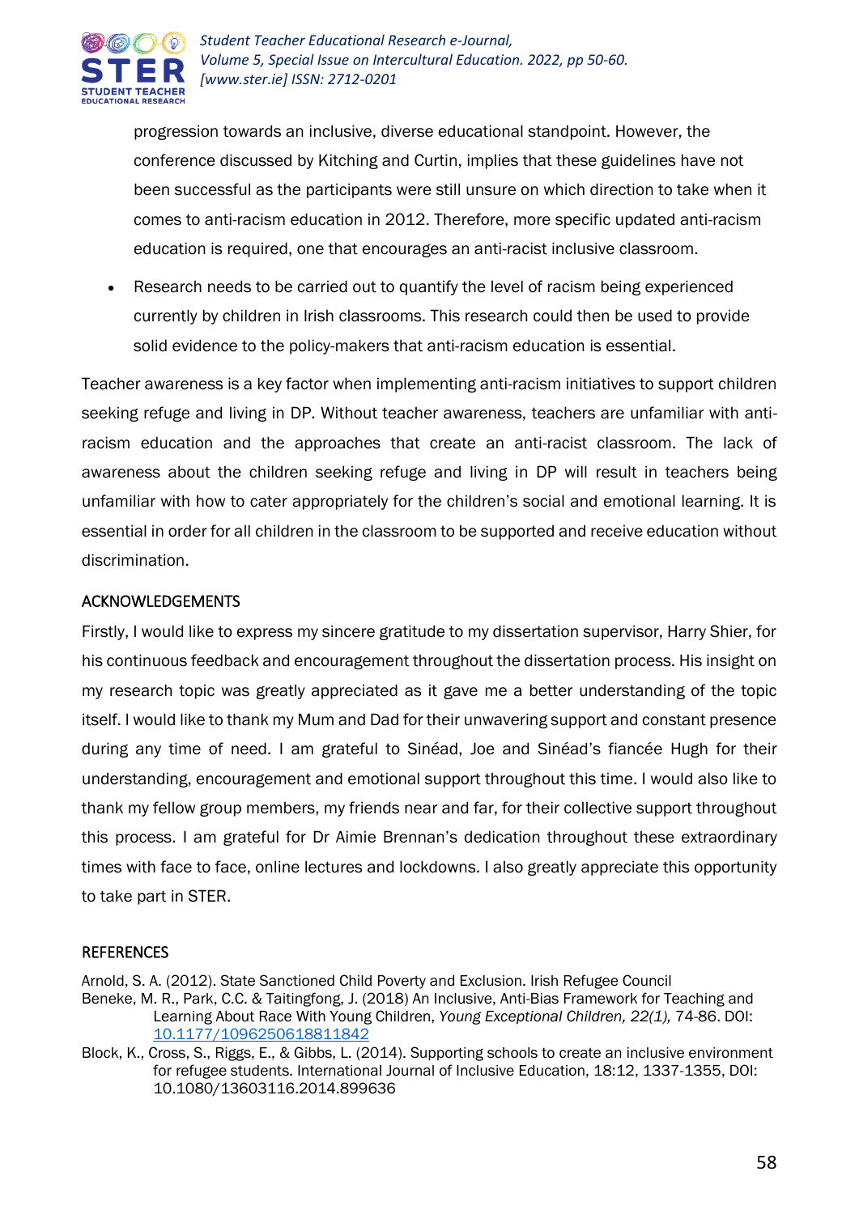progression towards an inclusive, diverse educational standpoint. However, the conference discussed by Kitching and Curtin, implies that these guidelines have not been successful as the participants were still unsure on which direction to take when it comes to anti-racism education in 2012. Therefore, more specific updated anti-racism education is required, one that encourages an anti-racist inclusive classroom.

- Research needs to be carried out to quantify the level of racism being experienced currently by children in Irish classrooms. This research could then be used to provide solid evidence to the policy-makers that anti-racism education is essential.

Teacher awareness is a key factor when implementing anti-racism initiatives to support children seeking refuge and living in DP. Without teacher awareness, teachers are unfamiliar with anti-racism education and the approaches that create an anti-racist classroom. The lack of awareness about the children seeking refuge and living in DP will result in teachers being unfamiliar with how to cater appropriately for the children's social and emotional learning. It is essential in order for all children in the classroom to be supported and receive education without discrimination.

## ACKNOWLEDGEMENTS

Firstly, I would like to express my sincere gratitude to my dissertation supervisor, Harry Shier, for his continuous feedback and encouragement throughout the dissertation process. His insight on my research topic was greatly appreciated as it gave me a better understanding of the topic itself. I would like to thank my Mum and Dad for their unwavering support and constant presence during any time of need. I am grateful to Sinéad, Joe and Sinéad's fiancée Hugh for their understanding, encouragement and emotional support throughout this time. I would also like to thank my fellow group members, my friends near and far, for their collective support throughout this process. I am grateful for Dr Aimie Brennan's dedication throughout these extraordinary times with face to face, online lectures and lockdowns. I also greatly appreciate this opportunity to take part in STER.

## REFERENCES

Arnold, S. A. (2012). State Sanctioned Child Poverty and Exclusion. Irish Refugee Council

Beneke, M. R., Park, C.C. & Taitingfong, J. (2018) An Inclusive, Anti-Bias Framework for Teaching and Learning About Race With Young Children, *Young Exceptional Children, 22(1),* 74-86. DOI: 10.1177/1096250618811842

Block, K., Cross, S., Riggs, E., & Gibbs, L. (2014). Supporting schools to create an inclusive environment for refugee students. International Journal of Inclusive Education, 18:12, 1337-1355, DOI: 10.1080/13603116.2014.899636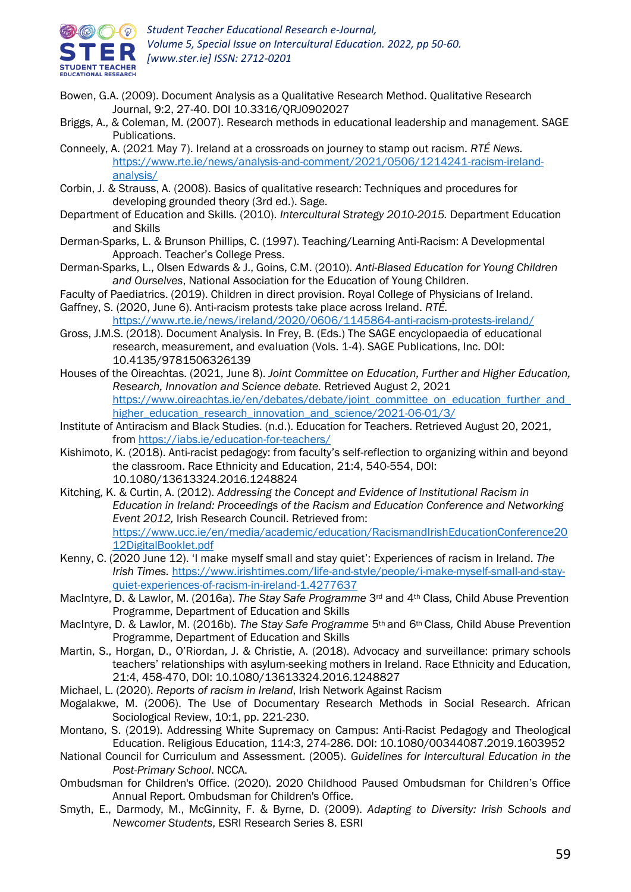Bowen, G.A. (2009). Document Analysis as a Qualitative Research Method. Qualitative Research Journal, 9:2, 27-40. DOI 10.3316/QRJ0902027

Briggs, A., & Coleman, M. (2007). Research methods in educational leadership and management. SAGE Publications.

Conneely, A. (2021 May 7). Ireland at a crossroads on journey to stamp out racism. *RTÉ News.* https://www.rte.ie/news/analysis-and-comment/2021/0506/1214241-racism-ireland-analysis/

Corbin, J. & Strauss, A. (2008). Basics of qualitative research: Techniques and procedures for developing grounded theory (3rd ed.). Sage.

Department of Education and Skills. (2010). *Intercultural Strategy 2010-2015.* Department Education and Skills

Derman-Sparks, L. & Brunson Phillips, C. (1997). Teaching/Learning Anti-Racism: A Developmental Approach. Teacher's College Press.

Derman-Sparks, L., Olsen Edwards & J., Goins, C.M. (2010). *Anti-Biased Education for Young Children and Ourselves*, National Association for the Education of Young Children.

Faculty of Paediatrics. (2019). Children in direct provision. Royal College of Physicians of Ireland.

Gaffney, S. (2020, June 6). Anti-racism protests take place across Ireland. *RTÉ.* https://www.rte.ie/news/ireland/2020/0606/1145864-anti-racism-protests-ireland/

Gross, J.M.S. (2018). Document Analysis. In Frey, B. (Eds.) The SAGE encyclopaedia of educational research, measurement, and evaluation (Vols. 1-4). SAGE Publications, Inc. DOI: 10.4135/9781506326139

Houses of the Oireachtas. (2021, June 8). *Joint Committee on Education, Further and Higher Education, Research, Innovation and Science debate.* Retrieved August 2, 2021 https://www.oireachtas.ie/en/debates/debate/joint_committee_on_education_further_and_higher_education_research_innovation_and_science/2021-06-01/3/

Institute of Antiracism and Black Studies. (n.d.). Education for Teachers. Retrieved August 20, 2021, from https://iabs.ie/education-for-teachers/

Kishimoto, K. (2018). Anti-racist pedagogy: from faculty's self-reflection to organizing within and beyond the classroom. Race Ethnicity and Education, 21:4, 540-554, DOI: 10.1080/13613324.2016.1248824

Kitching, K. & Curtin, A. (2012). *Addressing the Concept and Evidence of Institutional Racism in Education in Ireland: Proceedings of the Racism and Education Conference and Networking Event 2012,* Irish Research Council. Retrieved from: https://www.ucc.ie/en/media/academic/education/RacismandIrishEducationConference2012DigitalBooklet.pdf

Kenny, C. (2020 June 12). 'I make myself small and stay quiet': Experiences of racism in Ireland. *The Irish Times.* https://www.irishtimes.com/life-and-style/people/i-make-myself-small-and-stay-quiet-experiences-of-racism-in-ireland-1.4277637

MacIntyre, D. & Lawlor, M. (2016a). *The Stay Safe Programme* 3rd and 4th Class*,* Child Abuse Prevention Programme, Department of Education and Skills

MacIntyre, D. & Lawlor, M. (2016b). *The Stay Safe Programme* 5th and 6th Class*,* Child Abuse Prevention Programme, Department of Education and Skills

Martin, S., Horgan, D., O'Riordan, J. & Christie, A. (2018). Advocacy and surveillance: primary schools teachers' relationships with asylum-seeking mothers in Ireland. Race Ethnicity and Education, 21:4, 458-470, DOI: 10.1080/13613324.2016.1248827

Michael, L. (2020). *Reports of racism in Ireland*, Irish Network Against Racism

Mogalakwe, M. (2006). The Use of Documentary Research Methods in Social Research. African Sociological Review, 10:1, pp. 221-230.

Montano, S. (2019). Addressing White Supremacy on Campus: Anti-Racist Pedagogy and Theological Education. Religious Education, 114:3, 274-286. DOI: 10.1080/00344087.2019.1603952

National Council for Curriculum and Assessment. (2005). *Guidelines for Intercultural Education in the Post-Primary School*. NCCA.

Ombudsman for Children's Office. (2020). 2020 Childhood Paused Ombudsman for Children's Office Annual Report. Ombudsman for Children's Office.

Smyth, E., Darmody, M., McGinnity, F. & Byrne, D. (2009). *Adapting to Diversity: Irish Schools and Newcomer Students*, ESRI Research Series 8. ESRI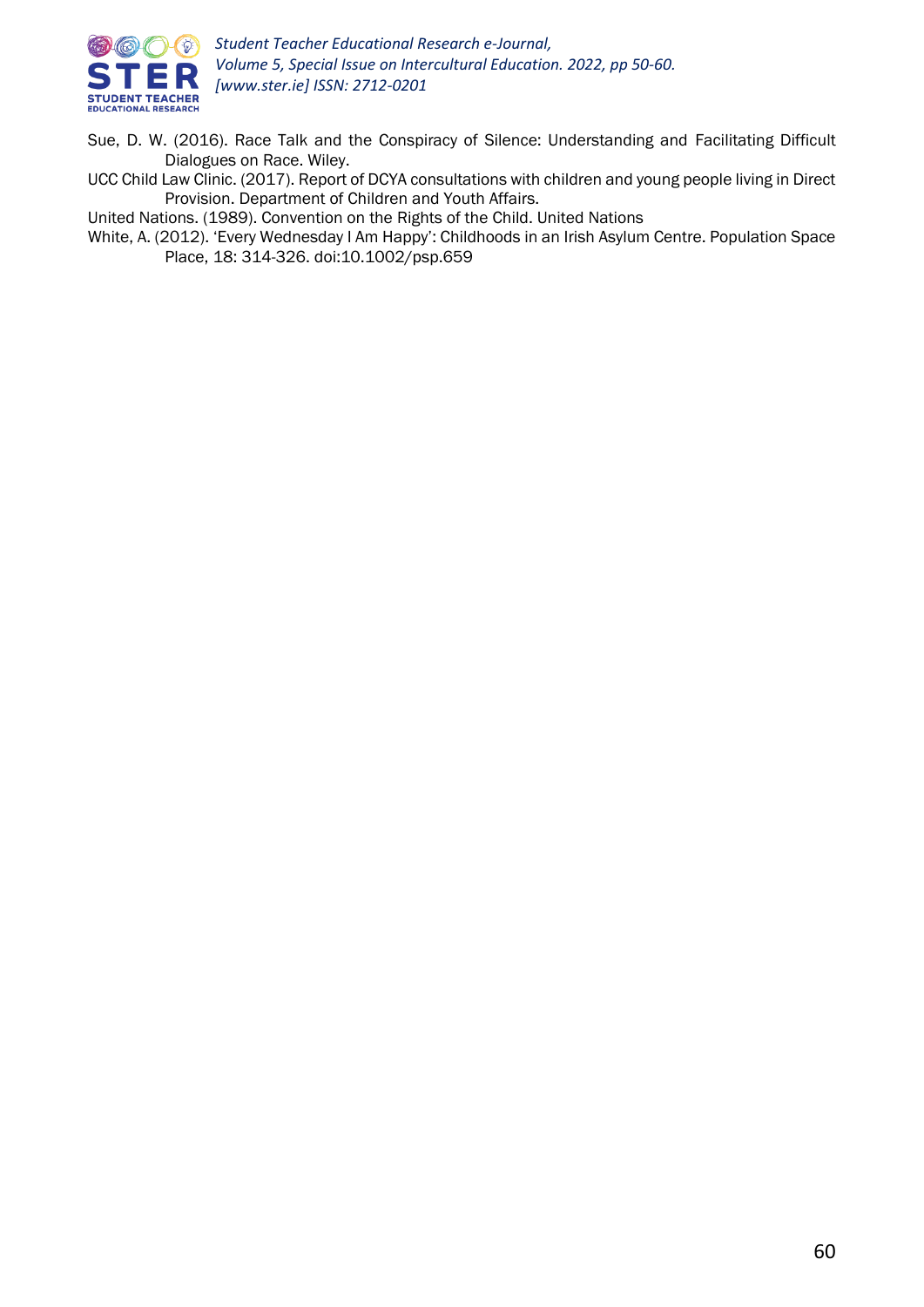Sue, D. W. (2016). Race Talk and the Conspiracy of Silence: Understanding and Facilitating Difficult Dialogues on Race. Wiley.

UCC Child Law Clinic. (2017). Report of DCYA consultations with children and young people living in Direct Provision. Department of Children and Youth Affairs.

United Nations. (1989). Convention on the Rights of the Child. United Nations

White, A. (2012). 'Every Wednesday I Am Happy': Childhoods in an Irish Asylum Centre. Population Space Place, 18: 314-326. doi:10.1002/psp.659